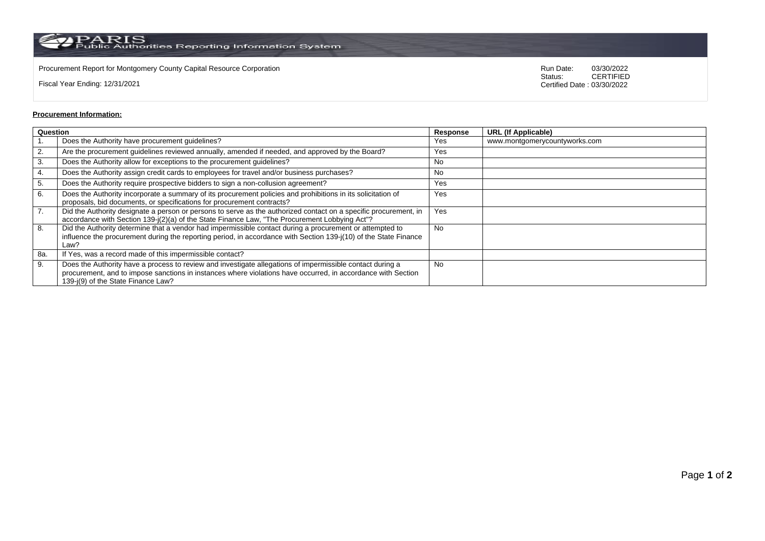PARIS Public Authorities Reporting Information System

Procurement Report for Montgomery County Capital Resource Corporation

Fiscal Year Ending: 12/31/2021

Run Date: 03/30/2022
Status: CERTIFIED
Certified Date : 03/30/2022

**Procurement Information:**

| Question | | Response | URL (If Applicable) |
|---|---|---|---|
| 1. | Does the Authority have procurement guidelines? | Yes | www.montgomerycountyworks.com |
| 2. | Are the procurement guidelines reviewed annually, amended if needed, and approved by the Board? | Yes | |
| 3. | Does the Authority allow for exceptions to the procurement guidelines? | No | |
| 4. | Does the Authority assign credit cards to employees for travel and/or business purchases? | No | |
| 5. | Does the Authority require prospective bidders to sign a non-collusion agreement? | Yes | |
| 6. | Does the Authority incorporate a summary of its procurement policies and prohibitions in its solicitation of proposals, bid documents, or specifications for procurement contracts? | Yes | |
| 7. | Did the Authority designate a person or persons to serve as the authorized contact on a specific procurement, in accordance with Section 139-j(2)(a) of the State Finance Law, "The Procurement Lobbying Act"? | Yes | |
| 8. | Did the Authority determine that a vendor had impermissible contact during a procurement or attempted to influence the procurement during the reporting period, in accordance with Section 139-j(10) of the State Finance Law? | No | |
| 8a. | If Yes, was a record made of this impermissible contact? | | |
| 9. | Does the Authority have a process to review and investigate allegations of impermissible contact during a procurement, and to impose sanctions in instances where violations have occurred, in accordance with Section 139-j(9) of the State Finance Law? | No | |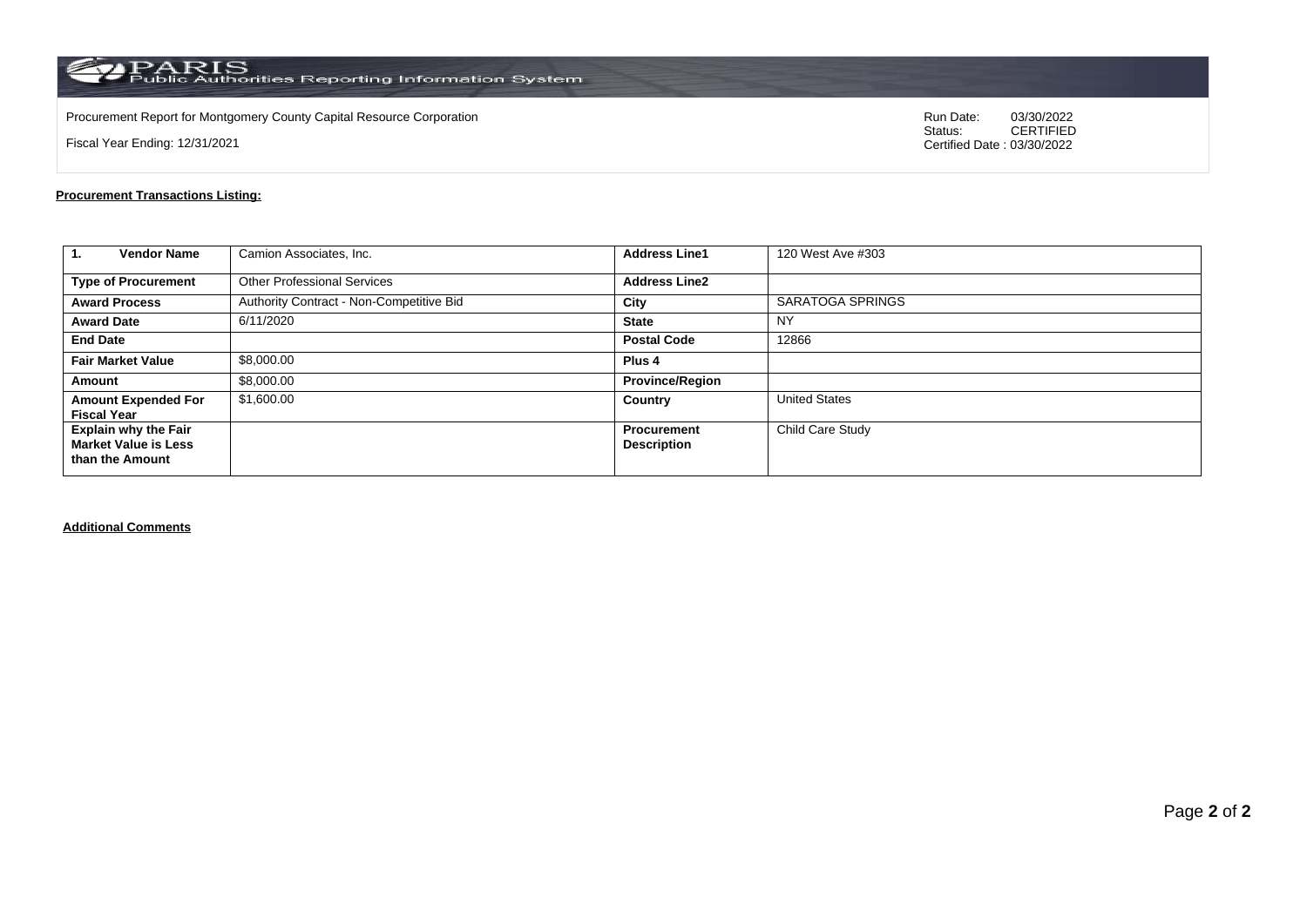PARIS Public Authorities Reporting Information System

Procurement Report for Montgomery County Capital Resource Corporation

Fiscal Year Ending: 12/31/2021

Run Date: 03/30/2022
Status: CERTIFIED
Certified Date : 03/30/2022

**Procurement Transactions Listing:**

| | | | |
|---|---|---|---|
| **1. Vendor Name** | Camion Associates, Inc. | **Address Line1** | 120 West Ave #303 |
| **Type of Procurement** | Other Professional Services | **Address Line2** | |
| **Award Process** | Authority Contract - Non-Competitive Bid | **City** | SARATOGA SPRINGS |
| **Award Date** | 6/11/2020 | **State** | NY |
| **End Date** | | **Postal Code** | 12866 |
| **Fair Market Value** | $8,000.00 | **Plus 4** | |
| **Amount** | $8,000.00 | **Province/Region** | |
| **Amount Expended For Fiscal Year** | $1,600.00 | **Country** | United States |
| **Explain why the Fair Market Value is Less than the Amount** | | **Procurement Description** | Child Care Study |

**Additional Comments**